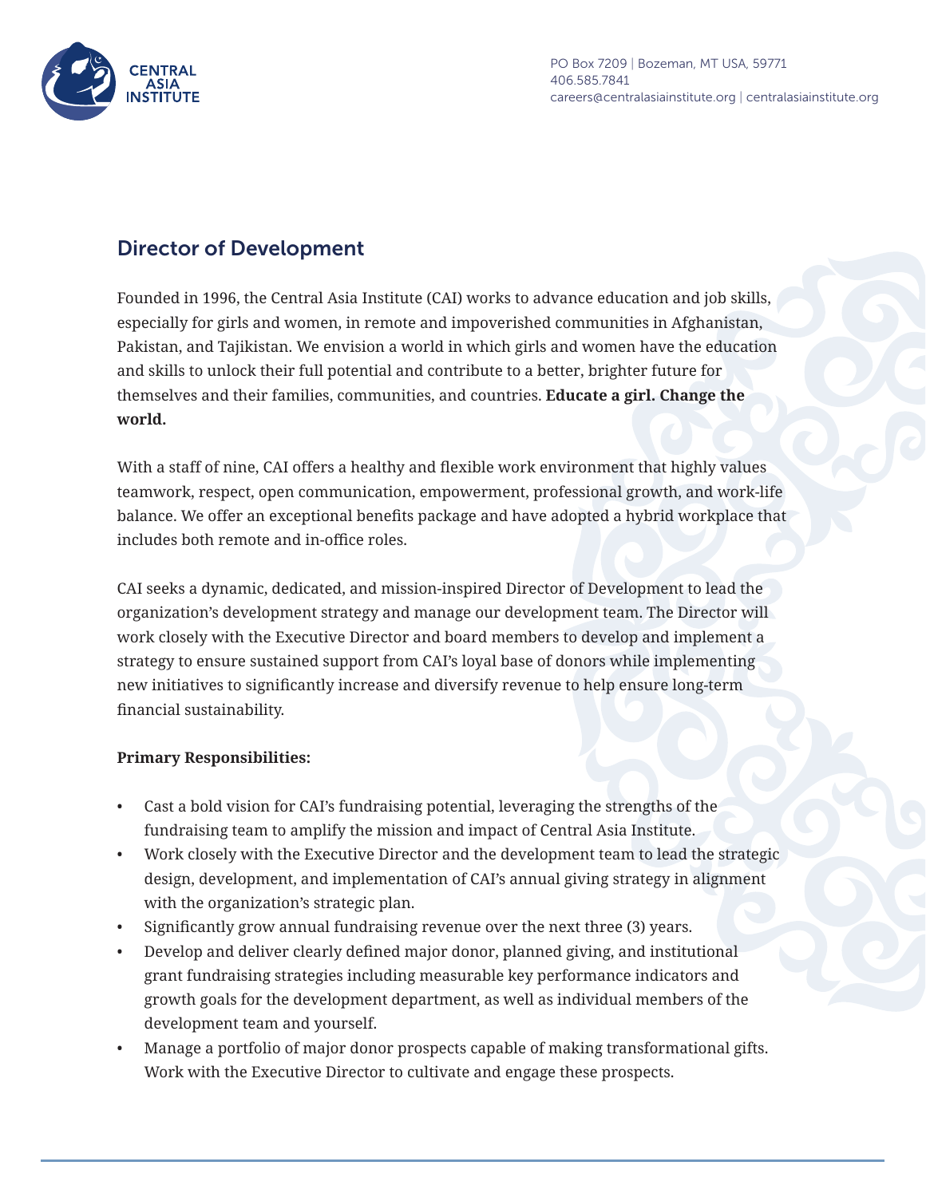PO Box 7209 | Bozeman, MT USA, 59771
406.585.7841
careers@centralasiainstitute.org | centralasiainstitute.org

## Director of Development

Founded in 1996, the Central Asia Institute (CAI) works to advance education and job skills, especially for girls and women, in remote and impoverished communities in Afghanistan, Pakistan, and Tajikistan. We envision a world in which girls and women have the education and skills to unlock their full potential and contribute to a better, brighter future for themselves and their families, communities, and countries. **Educate a girl. Change the world.**

With a staff of nine, CAI offers a healthy and flexible work environment that highly values teamwork, respect, open communication, empowerment, professional growth, and work-life balance. We offer an exceptional benefits package and have adopted a hybrid workplace that includes both remote and in-office roles.

CAI seeks a dynamic, dedicated, and mission-inspired Director of Development to lead the organization's development strategy and manage our development team. The Director will work closely with the Executive Director and board members to develop and implement a strategy to ensure sustained support from CAI's loyal base of donors while implementing new initiatives to significantly increase and diversify revenue to help ensure long-term financial sustainability.

**Primary Responsibilities:**

- Cast a bold vision for CAI's fundraising potential, leveraging the strengths of the fundraising team to amplify the mission and impact of Central Asia Institute.
- Work closely with the Executive Director and the development team to lead the strategic design, development, and implementation of CAI's annual giving strategy in alignment with the organization's strategic plan.
- Significantly grow annual fundraising revenue over the next three (3) years.
- Develop and deliver clearly defined major donor, planned giving, and institutional grant fundraising strategies including measurable key performance indicators and growth goals for the development department, as well as individual members of the development team and yourself.
- Manage a portfolio of major donor prospects capable of making transformational gifts. Work with the Executive Director to cultivate and engage these prospects.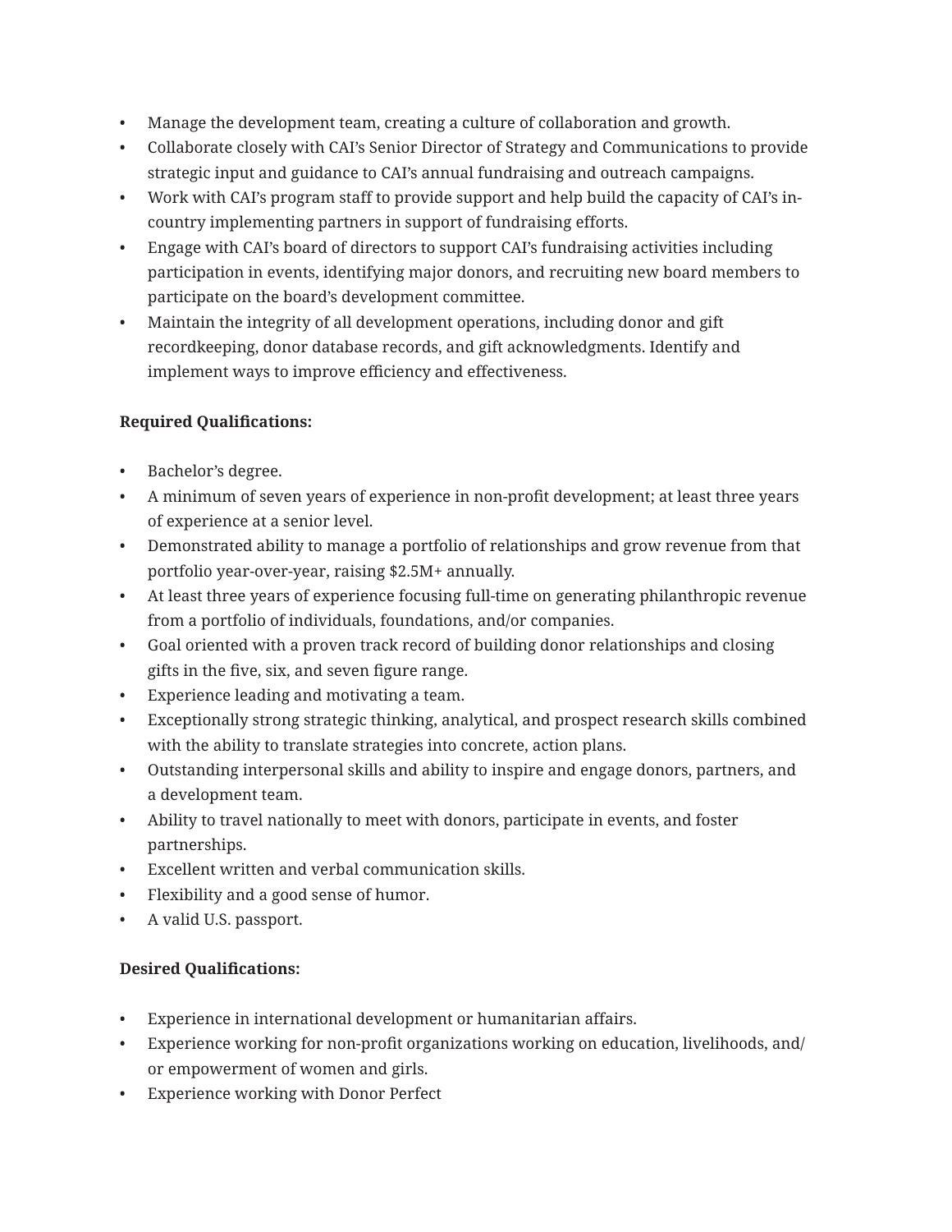- Manage the development team, creating a culture of collaboration and growth.
- Collaborate closely with CAI's Senior Director of Strategy and Communications to provide strategic input and guidance to CAI's annual fundraising and outreach campaigns.
- Work with CAI's program staff to provide support and help build the capacity of CAI's in-country implementing partners in support of fundraising efforts.
- Engage with CAI's board of directors to support CAI's fundraising activities including participation in events, identifying major donors, and recruiting new board members to participate on the board's development committee.
- Maintain the integrity of all development operations, including donor and gift recordkeeping, donor database records, and gift acknowledgments. Identify and implement ways to improve efficiency and effectiveness.

**Required Qualifications:**

- Bachelor's degree.
- A minimum of seven years of experience in non-profit development; at least three years of experience at a senior level.
- Demonstrated ability to manage a portfolio of relationships and grow revenue from that portfolio year-over-year, raising $2.5M+ annually.
- At least three years of experience focusing full-time on generating philanthropic revenue from a portfolio of individuals, foundations, and/or companies.
- Goal oriented with a proven track record of building donor relationships and closing gifts in the five, six, and seven figure range.
- Experience leading and motivating a team.
- Exceptionally strong strategic thinking, analytical, and prospect research skills combined with the ability to translate strategies into concrete, action plans.
- Outstanding interpersonal skills and ability to inspire and engage donors, partners, and a development team.
- Ability to travel nationally to meet with donors, participate in events, and foster partnerships.
- Excellent written and verbal communication skills.
- Flexibility and a good sense of humor.
- A valid U.S. passport.

**Desired Qualifications:**

- Experience in international development or humanitarian affairs.
- Experience working for non-profit organizations working on education, livelihoods, and/or empowerment of women and girls.
- Experience working with Donor Perfect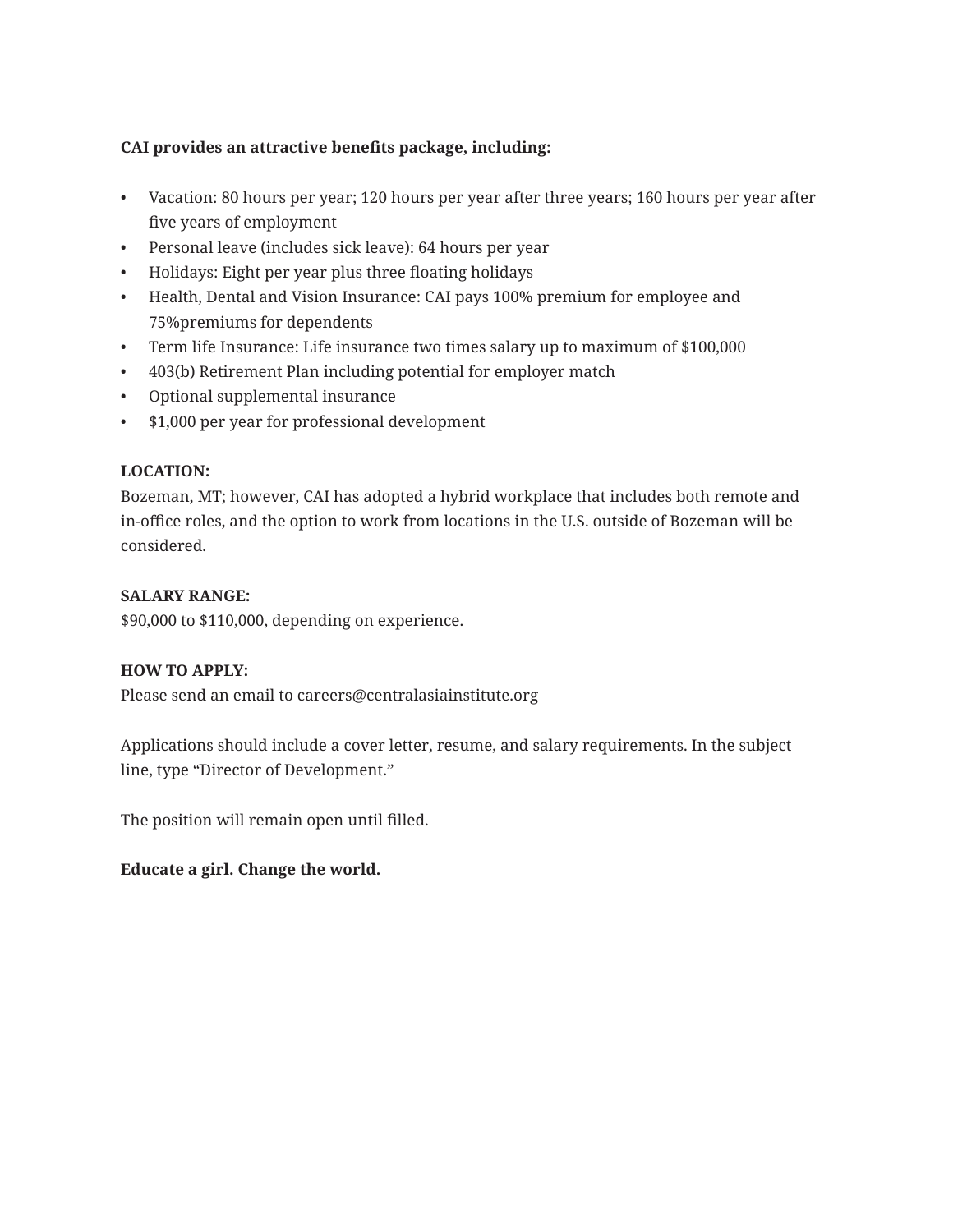**CAI provides an attractive benefits package, including:**

- Vacation: 80 hours per year; 120 hours per year after three years; 160 hours per year after five years of employment
- Personal leave (includes sick leave): 64 hours per year
- Holidays: Eight per year plus three floating holidays
- Health, Dental and Vision Insurance: CAI pays 100% premium for employee and 75%premiums for dependents
- Term life Insurance: Life insurance two times salary up to maximum of $100,000
- 403(b) Retirement Plan including potential for employer match
- Optional supplemental insurance
- $1,000 per year for professional development

**LOCATION:**
Bozeman, MT; however, CAI has adopted a hybrid workplace that includes both remote and in-office roles, and the option to work from locations in the U.S. outside of Bozeman will be considered.

**SALARY RANGE:**
$90,000 to $110,000, depending on experience.

**HOW TO APPLY:**
Please send an email to careers@centralasiainstitute.org

Applications should include a cover letter, resume, and salary requirements. In the subject line, type "Director of Development."

The position will remain open until filled.

**Educate a girl. Change the world.**